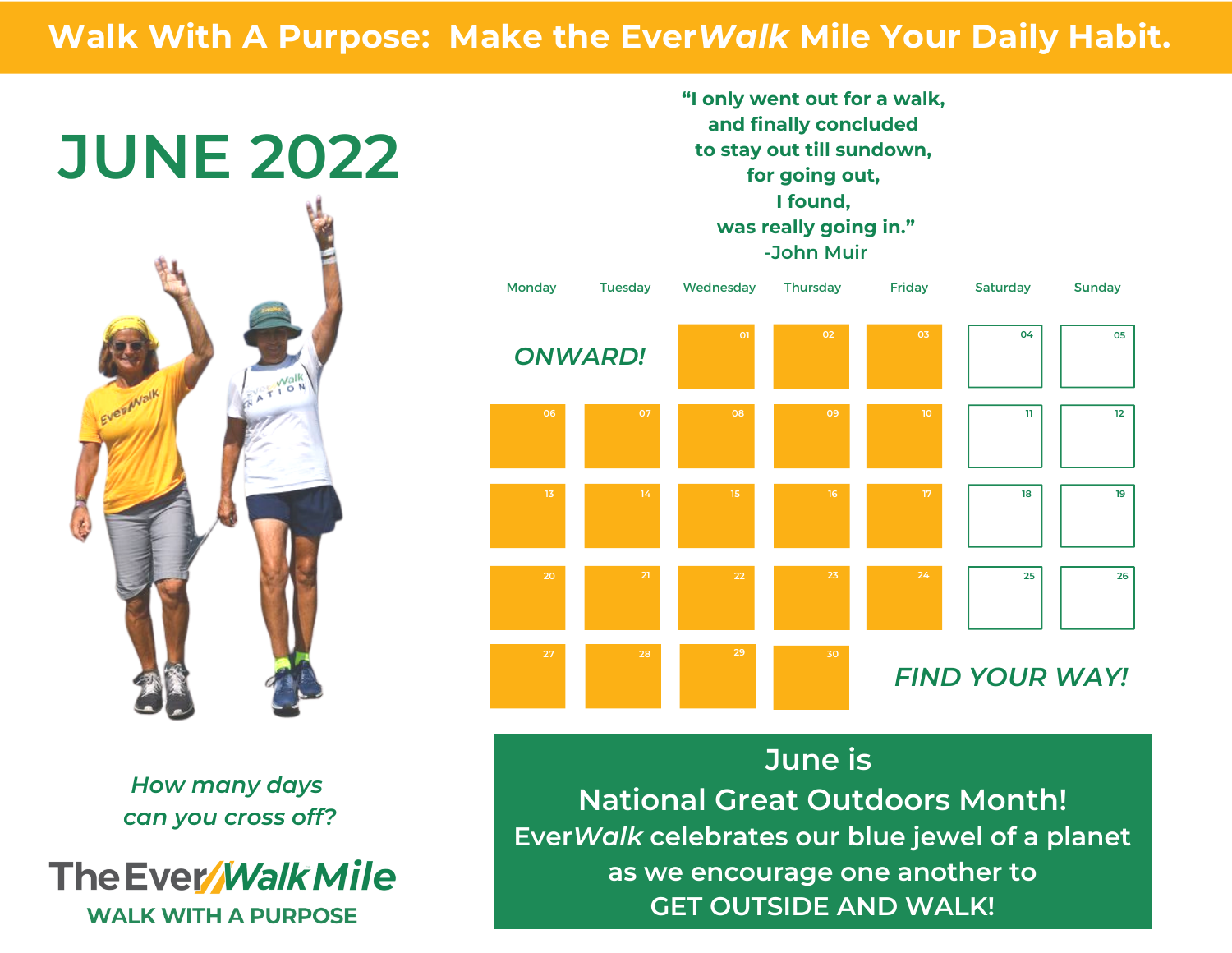# Walk With A Purpose: Make the Ever*Walk* Mile Your Daily Habit.

## JUNE 2022

**"I only went out for a walk,
and finally concluded
to stay out till sundown,
for going out,
I found,
was really going in."
-John Muir**

| Monday | Tuesday | Wednesday | Thursday | Friday | Saturday | Sunday |
|---|---|---|---|---|---|---|
| *ONWARD!* | | 01 | 02 | 03 | 04 | 05 |
| 06 | 07 | 08 | 09 | 10 | 11 | 12 |
| 13 | 14 | 15 | 16 | 17 | 18 | 19 |
| 20 | 21 | 22 | 23 | 24 | 25 | 26 |
| 27 | 28 | 29 | 30 | *FIND YOUR WAY!* | | |

*How many days can you cross off?*

**The Ever*Walk* Mile**
**WALK WITH A PURPOSE**

June is
National Great Outdoors Month!
Ever*Walk* celebrates our blue jewel of a planet as we encourage one another to
GET OUTSIDE AND WALK!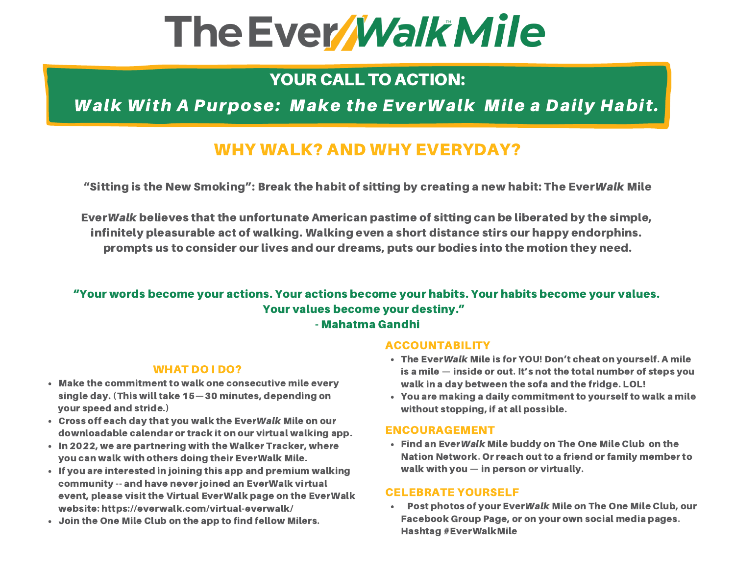# The EverWalk Mile

## YOUR CALL TO ACTION:

***Walk With A Purpose: Make the EverWalk Mile a Daily Habit.***

## WHY WALK? AND WHY EVERYDAY?

**"Sitting is the New Smoking": Break the habit of sitting by creating a new habit: The Ever*Walk* Mile**

**Ever*Walk* believes that the unfortunate American pastime of sitting can be liberated by the simple, infinitely pleasurable act of walking. Walking even a short distance stirs our happy endorphins. prompts us to consider our lives and our dreams, puts our bodies into the motion they need.**

**"Your words become your actions. Your actions become your habits. Your habits become your values. Your values become your destiny."**
**- Mahatma Gandhi**

### WHAT DO I DO?

- **Make the commitment to walk one consecutive mile every single day. (This will take 15—30 minutes, depending on your speed and stride.)**
- **Cross off each day that you walk the Ever*Walk* Mile on our downloadable calendar or track it on our virtual walking app.**
- **In 2022, we are partnering with the Walker Tracker, where you can walk with others doing their EverWalk Mile.**
- **If you are interested in joining this app and premium walking community -- and have never joined an EverWalk virtual event, please visit the Virtual EverWalk page on the EverWalk website: https://everwalk.com/virtual-everwalk/**
- **Join the One Mile Club on the app to find fellow Milers.**

### ACCOUNTABILITY

- **The Ever*Walk* Mile is for YOU! Don't cheat on yourself. A mile is a mile — inside or out. It's not the total number of steps you walk in a day between the sofa and the fridge. LOL!**
- **You are making a daily commitment to yourself to walk a mile without stopping, if at all possible.**

### ENCOURAGEMENT

- **Find an Ever*Walk* Mile buddy on The One Mile Club on the Nation Network. Or reach out to a friend or family member to walk with you — in person or virtually.**

### CELEBRATE YOURSELF

- **Post photos of your Ever*Walk* Mile on The One Mile Club, our Facebook Group Page, or on your own social media pages. Hashtag #EverWalkMile**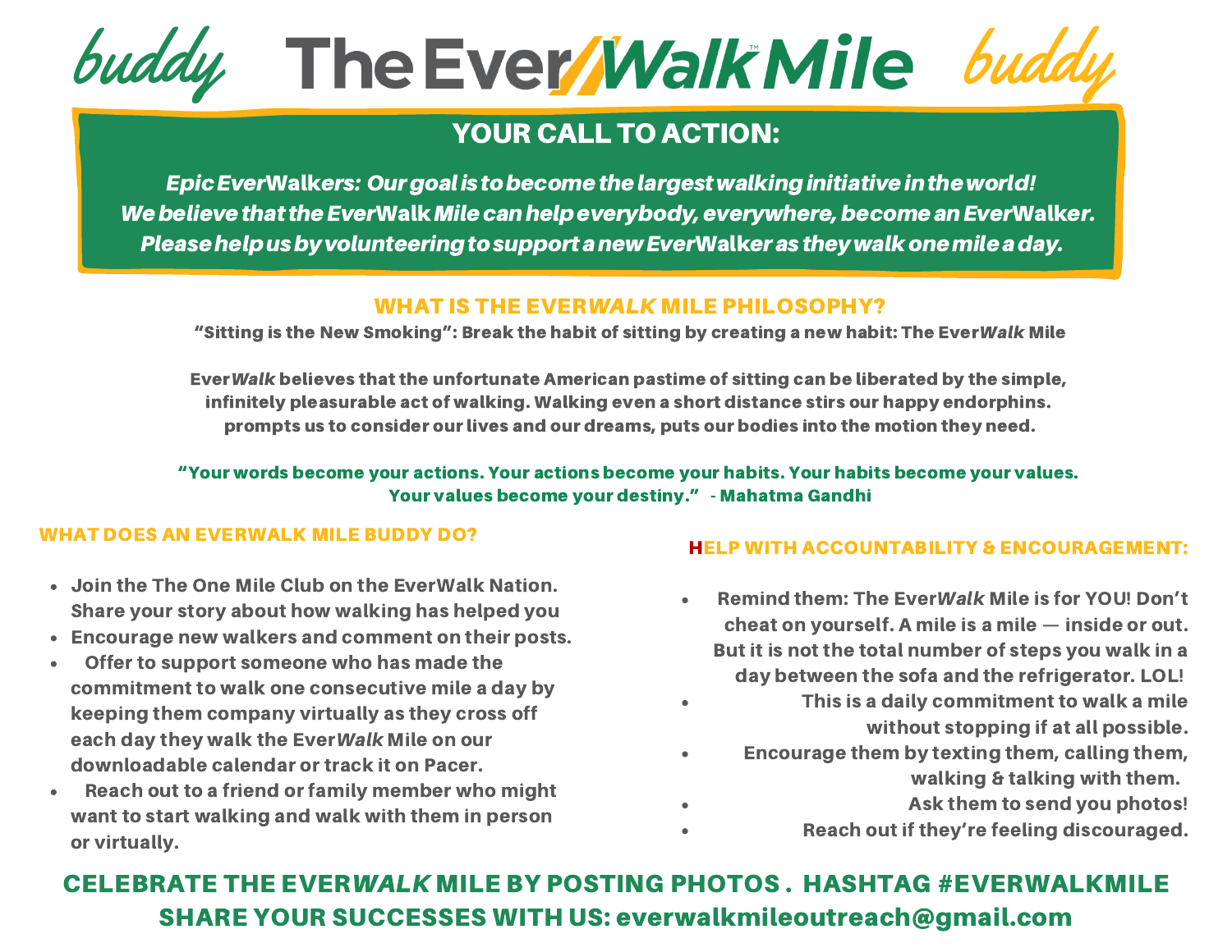# *buddy* The Ever*Walk*™ Mile *buddy*

## YOUR CALL TO ACTION:

***Epic EverWalkers: Our goal is to become the largest walking initiative in the world! We believe that the EverWalk Mile can help everybody, everywhere, become an EverWalker. Please help us by volunteering to support a new EverWalker as they walk one mile a day.***

### WHAT IS THE EVER*WALK* MILE PHILOSOPHY?

**“Sitting is the New Smoking”: Break the habit of sitting by creating a new habit: The Ever*Walk* Mile**

**Ever*Walk* believes that the unfortunate American pastime of sitting can be liberated by the simple, infinitely pleasurable act of walking. Walking even a short distance stirs our happy endorphins. prompts us to consider our lives and our dreams, puts our bodies into the motion they need.**

**“Your words become your actions. Your actions become your habits. Your habits become your values. Your values become your destiny.” - Mahatma Gandhi**

### WHAT DOES AN EVERWALK MILE BUDDY DO?

- **Join the The One Mile Club on the EverWalk Nation. Share your story about how walking has helped you**
- **Encourage new walkers and comment on their posts.**
- **Offer to support someone who has made the commitment to walk one consecutive mile a day by keeping them company virtually as they cross off each day they walk the Ever*Walk* Mile on our downloadable calendar or track it on Pacer.**
- **Reach out to a friend or family member who might want to start walking and walk with them in person or virtually.**

### HELP WITH ACCOUNTABILITY & ENCOURAGEMENT:

- **Remind them: The Ever*Walk* Mile is for YOU! Don’t cheat on yourself. A mile is a mile — inside or out. But it is not the total number of steps you walk in a day between the sofa and the refrigerator. LOL!**
- **This is a daily commitment to walk a mile without stopping if at all possible.**
- **Encourage them by texting them, calling them, walking & talking with them.**
- **Ask them to send you photos!**
- **Reach out if they’re feeling discouraged.**

## CELEBRATE THE EVER*WALK* MILE BY POSTING PHOTOS . HASHTAG #EVERWALKMILE

## SHARE YOUR SUCCESSES WITH US: everwalkmileoutreach@gmail.com